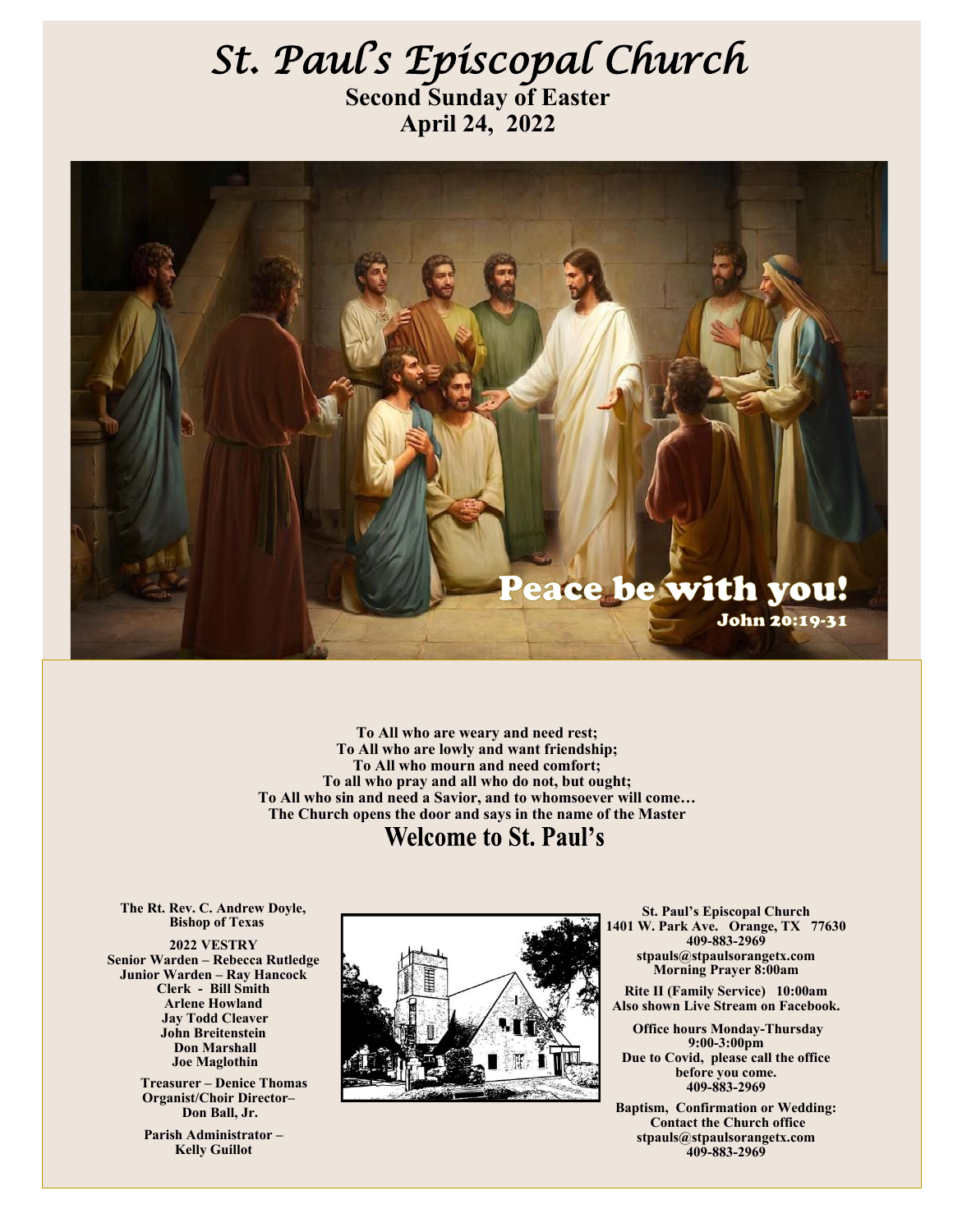# *St. Paul's Episcopal Church*

**Second Sunday of Easter**
**April 24, 2022**

Peace be with you!
John 20:19-31

**To All who are weary and need rest;**
**To All who are lowly and want friendship;**
**To All who mourn and need comfort;**
**To all who pray and all who do not, but ought;**
**To All who sin and need a Savior, and to whomsoever will come…**
**The Church opens the door and says in the name of the Master**

## Welcome to St. Paul's

**The Rt. Rev. C. Andrew Doyle,**
**Bishop of Texas**

**2022 VESTRY**
**Senior Warden – Rebecca Rutledge**
**Junior Warden – Ray Hancock**
**Clerk - Bill Smith**
**Arlene Howland**
**Jay Todd Cleaver**
**John Breitenstein**
**Don Marshall**
**Joe Maglothin**

**Treasurer – Denice Thomas**
**Organist/Choir Director– Don Ball, Jr.**

**Parish Administrator – Kelly Guillot**

**St. Paul's Episcopal Church**
**1401 W. Park Ave. Orange, TX 77630**
**409-883-2969**
**stpauls@stpaulsorangetx.com**
**Morning Prayer 8:00am**

**Rite II (Family Service) 10:00am**
**Also shown Live Stream on Facebook.**

**Office hours Monday-Thursday**
**9:00-3:00pm**
**Due to Covid, please call the office before you come.**
**409-883-2969**

**Baptism, Confirmation or Wedding:**
**Contact the Church office**
**stpauls@stpaulsorangetx.com**
**409-883-2969**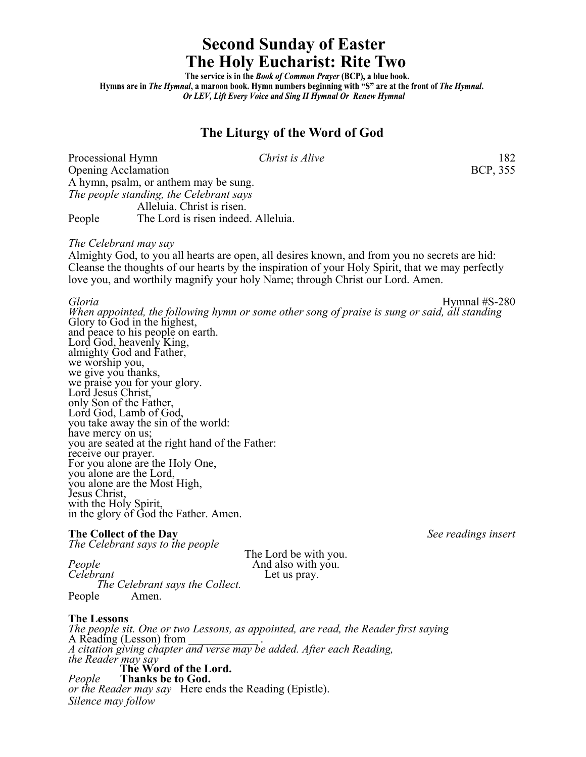# Second Sunday of Easter
# The Holy Eucharist: Rite Two

**The service is in the *Book of Common Prayer* (BCP), a blue book.**
**Hymns are in *The Hymnal*, a maroon book. Hymn numbers beginning with "S" are at the front of *The Hymnal*.**
***Or LEV, Lift Every Voice and Sing II Hymnal Or Renew Hymnal***

## The Liturgy of the Word of God

Processional Hymn *Christ is Alive* 182

Opening Acclamation BCP, 355

A hymn, psalm, or anthem may be sung.

*The people standing, the Celebrant says*

Alleluia. Christ is risen.

People The Lord is risen indeed. Alleluia.

*The Celebrant may say*

Almighty God, to you all hearts are open, all desires known, and from you no secrets are hid: Cleanse the thoughts of our hearts by the inspiration of your Holy Spirit, that we may perfectly love you, and worthily magnify your holy Name; through Christ our Lord. Amen.

*Gloria* Hymnal #S-280

*When appointed, the following hymn or some other song of praise is sung or said, all standing*

Glory to God in the highest,
and peace to his people on earth.
Lord God, heavenly King,
almighty God and Father,
we worship you,
we give you thanks,
we praise you for your glory.
Lord Jesus Christ,
only Son of the Father,
Lord God, Lamb of God,
you take away the sin of the world:
have mercy on us;
you are seated at the right hand of the Father:
receive our prayer.
For you alone are the Holy One,
you alone are the Lord,
you alone are the Most High,
Jesus Christ,
with the Holy Spirit,
in the glory of God the Father. Amen.

**The Collect of the Day** *See readings insert*

*The Celebrant says to the people*

The Lord be with you.

*People* And also with you.

*Celebrant* Let us pray.

*The Celebrant says the Collect.*

People Amen.

**The Lessons**

*The people sit. One or two Lessons, as appointed, are read, the Reader first saying*

A Reading (Lesson) from \_\_\_\_\_\_\_\_\_\_\_\_.

*A citation giving chapter and verse may be added. After each Reading, the Reader may say*

**The Word of the Lord.**

*People* **Thanks be to God.**

*or the Reader may say* Here ends the Reading (Epistle).

*Silence may follow*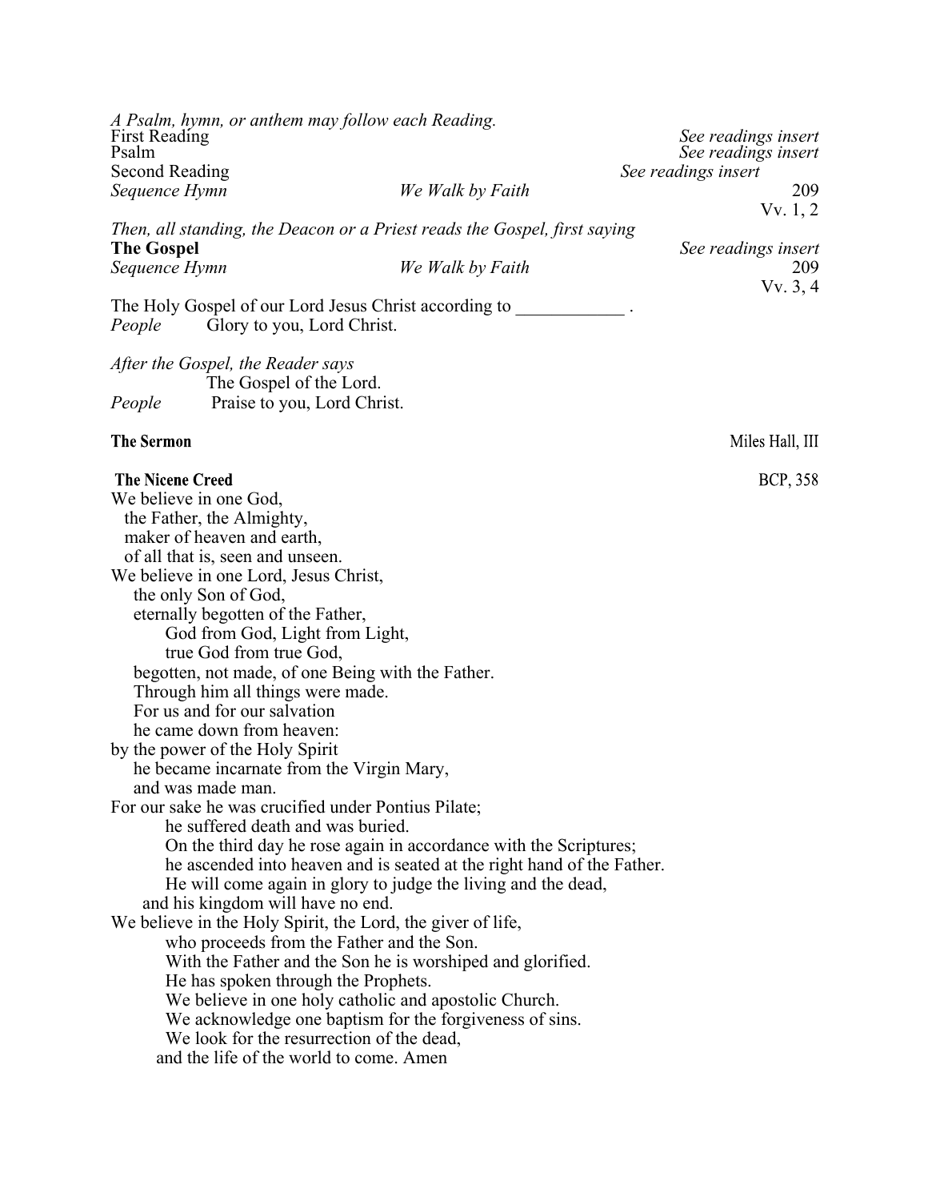*A Psalm, hymn, or anthem may follow each Reading.*

First Reading *See readings insert*

Psalm *See readings insert*

Second Reading *See readings insert*

*Sequence Hymn* *We Walk by Faith* 209
Vv. 1, 2

*Then, all standing, the Deacon or a Priest reads the Gospel, first saying*

**The Gospel** *See readings insert*

*Sequence Hymn* *We Walk by Faith* 209
Vv. 3, 4

The Holy Gospel of our Lord Jesus Christ according to ____________ .

*People* Glory to you, Lord Christ.

*After the Gospel, the Reader says*

The Gospel of the Lord.

*People* Praise to you, Lord Christ.

**The Sermon** Miles Hall, III

**The Nicene Creed** BCP, 358

We believe in one God,
the Father, the Almighty,
maker of heaven and earth,
of all that is, seen and unseen.
We believe in one Lord, Jesus Christ,
the only Son of God,
eternally begotten of the Father,
God from God, Light from Light,
true God from true God,
begotten, not made, of one Being with the Father.
Through him all things were made.
For us and for our salvation
he came down from heaven:
by the power of the Holy Spirit
he became incarnate from the Virgin Mary,
and was made man.
For our sake he was crucified under Pontius Pilate;
he suffered death and was buried.
On the third day he rose again in accordance with the Scriptures;
he ascended into heaven and is seated at the right hand of the Father.
He will come again in glory to judge the living and the dead,
and his kingdom will have no end.
We believe in the Holy Spirit, the Lord, the giver of life,
who proceeds from the Father and the Son.
With the Father and the Son he is worshiped and glorified.
He has spoken through the Prophets.
We believe in one holy catholic and apostolic Church.
We acknowledge one baptism for the forgiveness of sins.
We look for the resurrection of the dead,
and the life of the world to come. Amen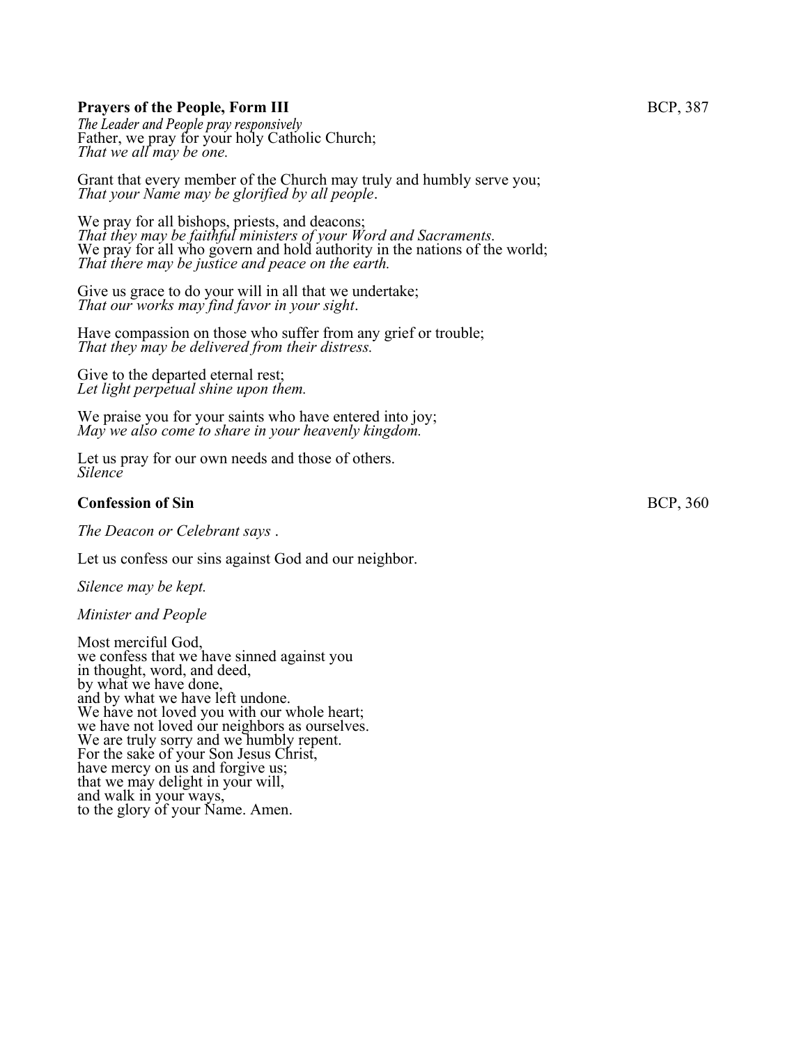**Prayers of the People, Form III** BCP, 387

*The Leader and People pray responsively*
Father, we pray for your holy Catholic Church;
*That we all may be one.*

Grant that every member of the Church may truly and humbly serve you;
*That your Name may be glorified by all people*.

We pray for all bishops, priests, and deacons;
*That they may be faithful ministers of your Word and Sacraments.*
We pray for all who govern and hold authority in the nations of the world;
*That there may be justice and peace on the earth.*

Give us grace to do your will in all that we undertake;
*That our works may find favor in your sight*.

Have compassion on those who suffer from any grief or trouble;
*That they may be delivered from their distress.*

Give to the departed eternal rest;
*Let light perpetual shine upon them.*

We praise you for your saints who have entered into joy;
*May we also come to share in your heavenly kingdom.*

Let us pray for our own needs and those of others.
*Silence*

**Confession of Sin** BCP, 360

*The Deacon or Celebrant says .*

Let us confess our sins against God and our neighbor.

*Silence may be kept.*

*Minister and People*

Most merciful God,
we confess that we have sinned against you
in thought, word, and deed,
by what we have done,
and by what we have left undone.
We have not loved you with our whole heart;
we have not loved our neighbors as ourselves.
We are truly sorry and we humbly repent.
For the sake of your Son Jesus Christ,
have mercy on us and forgive us;
that we may delight in your will,
and walk in your ways,
to the glory of your Name. Amen.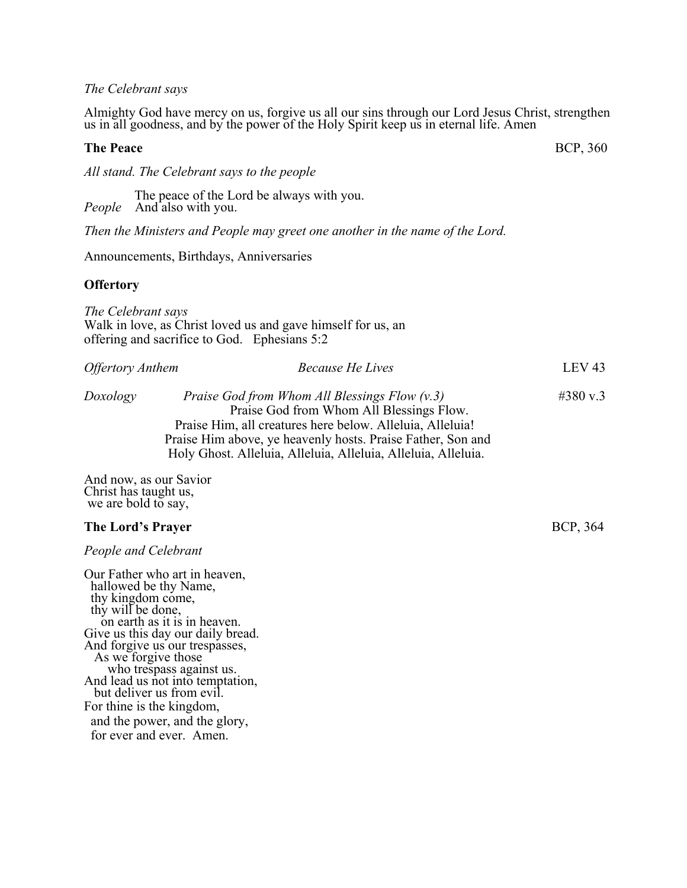*The Celebrant says*

Almighty God have mercy on us, forgive us all our sins through our Lord Jesus Christ, strengthen us in all goodness, and by the power of the Holy Spirit keep us in eternal life. Amen

**The Peace** BCP, 360

*All stand. The Celebrant says to the people*

The peace of the Lord be always with you.
*People* And also with you.

*Then the Ministers and People may greet one another in the name of the Lord.*

Announcements, Birthdays, Anniversaries

**Offertory**

*The Celebrant says*
Walk in love, as Christ loved us and gave himself for us, an offering and sacrifice to God. Ephesians 5:2

*Offertory Anthem* *Because He Lives* LEV 43

*Doxology* *Praise God from Whom All Blessings Flow (v.3)* #380 v.3

Praise God from Whom All Blessings Flow.
Praise Him, all creatures here below. Alleluia, Alleluia!
Praise Him above, ye heavenly hosts. Praise Father, Son and
Holy Ghost. Alleluia, Alleluia, Alleluia, Alleluia, Alleluia.

And now, as our Savior
Christ has taught us,
we are bold to say,

**The Lord's Prayer** BCP, 364

*People and Celebrant*

Our Father who art in heaven,
hallowed be thy Name,
thy kingdom come,
thy will be done,
on earth as it is in heaven.
Give us this day our daily bread.
And forgive us our trespasses,
As we forgive those
who trespass against us.
And lead us not into temptation,
but deliver us from evil.
For thine is the kingdom,
and the power, and the glory,
for ever and ever. Amen.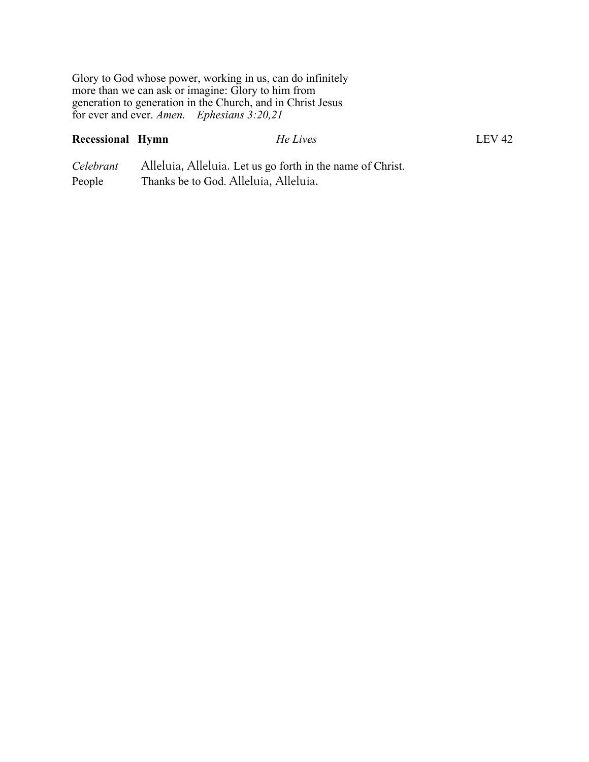Glory to God whose power, working in us, can do infinitely more than we can ask or imagine: Glory to him from generation to generation in the Church, and in Christ Jesus for ever and ever. *Amen.* *Ephesians 3:20,21*

**Recessional Hymn** *He Lives* LEV 42

*Celebrant* Alleluia, Alleluia. Let us go forth in the name of Christ.
People Thanks be to God. Alleluia, Alleluia.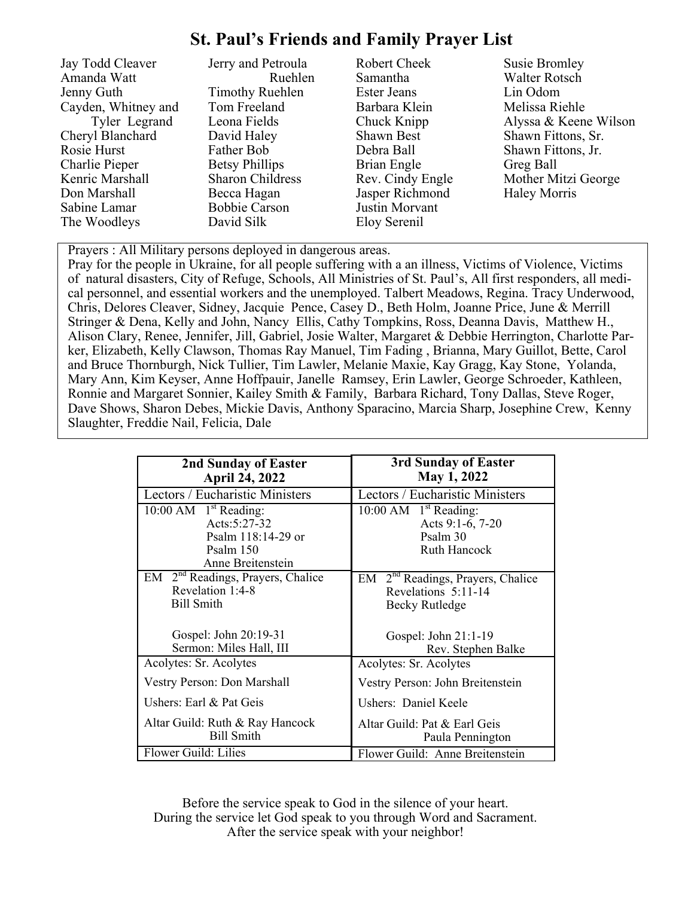# St. Paul's Friends and Family Prayer List

Jay Todd Cleaver
Amanda Watt
Jenny Guth
Cayden, Whitney and Tyler Legrand
Cheryl Blanchard
Rosie Hurst
Charlie Pieper
Kenric Marshall
Don Marshall
Sabine Lamar
The Woodleys
Jerry and Petroula Ruehlen
Timothy Ruehlen
Tom Freeland
Leona Fields
David Haley
Father Bob
Betsy Phillips
Sharon Childress
Becca Hagan
Bobbie Carson
David Silk
Robert Cheek
Samantha
Ester Jeans
Barbara Klein
Chuck Knipp
Shawn Best
Debra Ball
Brian Engle
Rev. Cindy Engle
Jasper Richmond
Justin Morvant
Eloy Serenil
Susie Bromley
Walter Rotsch
Lin Odom
Melissa Riehle
Alyssa & Keene Wilson
Shawn Fittons, Sr.
Shawn Fittons, Jr.
Greg Ball
Mother Mitzi George
Haley Morris

Prayers : All Military persons deployed in dangerous areas.
Pray for the people in Ukraine, for all people suffering with a an illness, Victims of Violence, Victims of natural disasters, City of Refuge, Schools, All Ministries of St. Paul's, All first responders, all medical personnel, and essential workers and the unemployed. Talbert Meadows, Regina. Tracy Underwood, Chris, Delores Cleaver, Sidney, Jacquie Pence, Casey D., Beth Holm, Joanne Price, June & Merrill Stringer & Dena, Kelly and John, Nancy Ellis, Cathy Tompkins, Ross, Deanna Davis, Matthew H., Alison Clary, Renee, Jennifer, Jill, Gabriel, Josie Walter, Margaret & Debbie Herrington, Charlotte Parker, Elizabeth, Kelly Clawson, Thomas Ray Manuel, Tim Fading , Brianna, Mary Guillot, Bette, Carol and Bruce Thornburgh, Nick Tullier, Tim Lawler, Melanie Maxie, Kay Gragg, Kay Stone, Yolanda, Mary Ann, Kim Keyser, Anne Hoffpauir, Janelle Ramsey, Erin Lawler, George Schroeder, Kathleen, Ronnie and Margaret Sonnier, Kailey Smith & Family, Barbara Richard, Tony Dallas, Steve Roger, Dave Shows, Sharon Debes, Mickie Davis, Anthony Sparacino, Marcia Sharp, Josephine Crew, Kenny Slaughter, Freddie Nail, Felicia, Dale

| **2nd Sunday of Easter April 24, 2022** | **3rd Sunday of Easter May 1, 2022** |
|---|---|
| Lectors / Eucharistic Ministers | Lectors / Eucharistic Ministers |
| 10:00 AM 1st Reading: Acts:5:27-32 Psalm 118:14-29 or Psalm 150 Anne Breitenstein | 10:00 AM 1st Reading: Acts 9:1-6, 7-20 Psalm 30 Ruth Hancock |
| EM 2nd Readings, Prayers, Chalice Revelation 1:4-8 Bill Smith<br><br>Gospel: John 20:19-31 Sermon: Miles Hall, III | EM 2nd Readings, Prayers, Chalice Revelations 5:11-14 Becky Rutledge<br><br>Gospel: John 21:1-19 Rev. Stephen Balke |
| Acolytes: Sr. Acolytes | Acolytes: Sr. Acolytes |
| Vestry Person: Don Marshall | Vestry Person: John Breitenstein |
| Ushers: Earl & Pat Geis | Ushers: Daniel Keele |
| Altar Guild: Ruth & Ray Hancock Bill Smith | Altar Guild: Pat & Earl Geis Paula Pennington |
| Flower Guild: Lilies | Flower Guild: Anne Breitenstein |

Before the service speak to God in the silence of your heart.
During the service let God speak to you through Word and Sacrament.
After the service speak with your neighbor!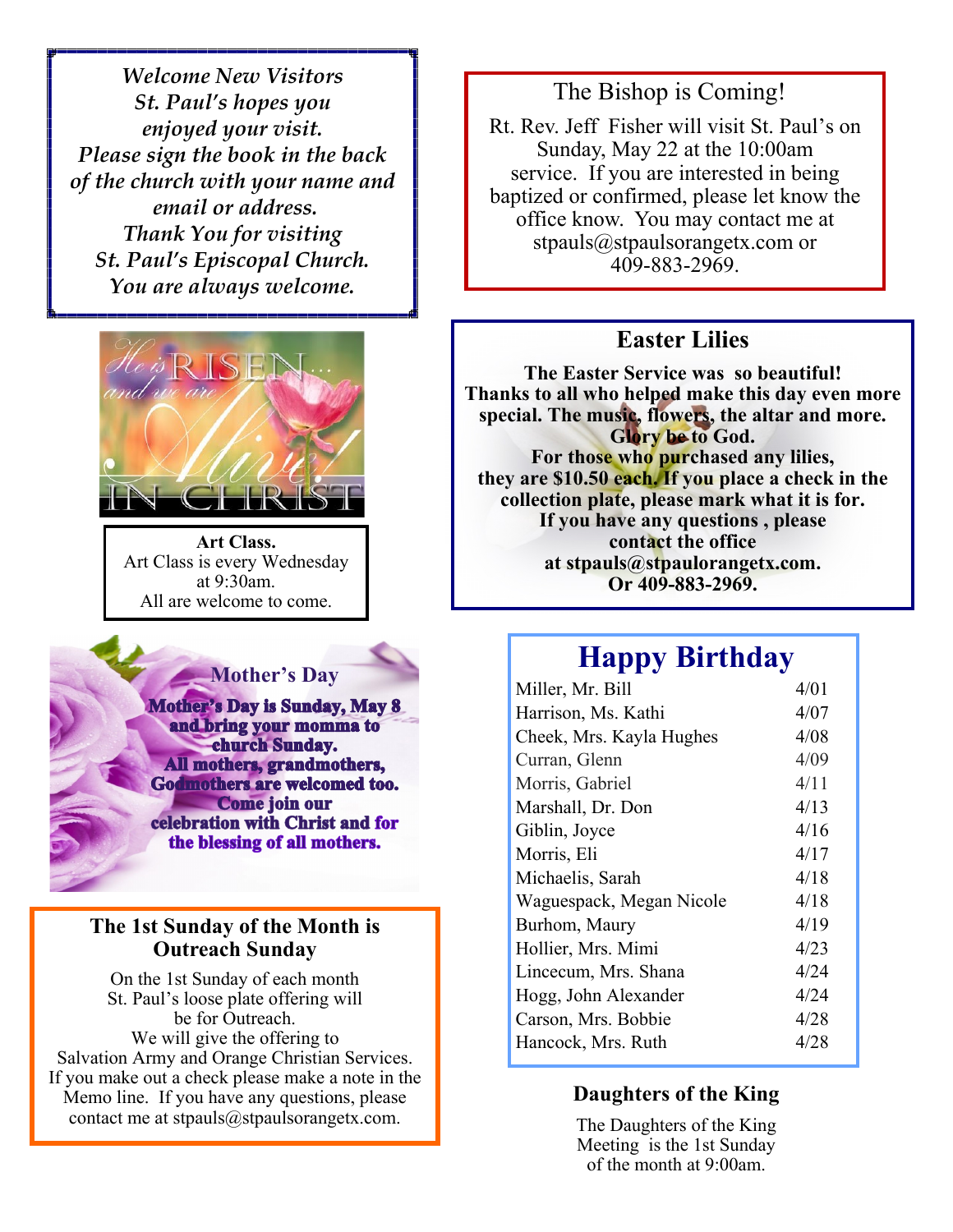*Welcome New Visitors*
*St. Paul's hopes you enjoyed your visit.*
*Please sign the book in the back of the church with your name and email or address.*
*Thank You for visiting St. Paul's Episcopal Church.*
*You are always welcome.*

He is RISEN... and we are Alive! IN CHRIST

**Art Class.**

Art Class is every Wednesday at 9:30am.
All are welcome to come.

## Mother's Day

**Mother's Day is Sunday, May 8 and bring your momma to church Sunday. All mothers, grandmothers, Godmothers are welcomed too. Come join our celebration with Christ and for the blessing of all mothers.**

## The 1st Sunday of the Month is Outreach Sunday

On the 1st Sunday of each month St. Paul's loose plate offering will be for Outreach.
We will give the offering to Salvation Army and Orange Christian Services.
If you make out a check please make a note in the Memo line. If you have any questions, please contact me at stpauls@stpaulsorangetx.com.

## The Bishop is Coming!

Rt. Rev. Jeff Fisher will visit St. Paul's on Sunday, May 22 at the 10:00am service. If you are interested in being baptized or confirmed, please let know the office know. You may contact me at stpauls@stpaulsorangetx.com or 409-883-2969.

## Easter Lilies

**The Easter Service was so beautiful! Thanks to all who helped make this day even more special. The music, flowers, the altar and more. Glory be to God.**
**For those who purchased any lilies, they are $10.50 each. If you place a check in the collection plate, please mark what it is for.**
**If you have any questions , please contact the office at stpauls@stpaulorangetx.com. Or 409-883-2969.**

## Happy Birthday

| | |
|---|---|
| Miller, Mr. Bill | 4/01 |
| Harrison, Ms. Kathi | 4/07 |
| Cheek, Mrs. Kayla Hughes | 4/08 |
| Curran, Glenn | 4/09 |
| Morris, Gabriel | 4/11 |
| Marshall, Dr. Don | 4/13 |
| Giblin, Joyce | 4/16 |
| Morris, Eli | 4/17 |
| Michaelis, Sarah | 4/18 |
| Waguespack, Megan Nicole | 4/18 |
| Burhom, Maury | 4/19 |
| Hollier, Mrs. Mimi | 4/23 |
| Lincecum, Mrs. Shana | 4/24 |
| Hogg, John Alexander | 4/24 |
| Carson, Mrs. Bobbie | 4/28 |
| Hancock, Mrs. Ruth | 4/28 |

## Daughters of the King

The Daughters of the King Meeting is the 1st Sunday of the month at 9:00am.